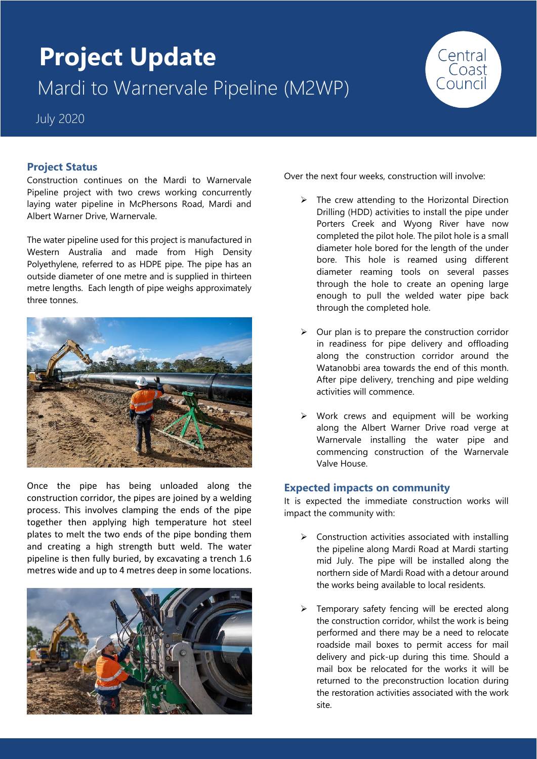# Project Update

Mardi to Warnervale Pipeline (M2WP)

July 2020

Central Coast Council

## Project Status

Construction continues on the Mardi to Warnervale Pipeline project with two crews working concurrently laying water pipeline in McPhersons Road, Mardi and Albert Warner Drive, Warnervale.

The water pipeline used for this project is manufactured in Western Australia and made from High Density Polyethylene, referred to as HDPE pipe. The pipe has an outside diameter of one metre and is supplied in thirteen metre lengths. Each length of pipe weighs approximately three tonnes.

Once the pipe has being unloaded along the construction corridor, the pipes are joined by a welding process. This involves clamping the ends of the pipe together then applying high temperature hot steel plates to melt the two ends of the pipe bonding them and creating a high strength butt weld. The water pipeline is then fully buried, by excavating a trench 1.6 metres wide and up to 4 metres deep in some locations.

Over the next four weeks, construction will involve:

- The crew attending to the Horizontal Direction Drilling (HDD) activities to install the pipe under Porters Creek and Wyong River have now completed the pilot hole. The pilot hole is a small diameter hole bored for the length of the under bore. This hole is reamed using different diameter reaming tools on several passes through the hole to create an opening large enough to pull the welded water pipe back through the completed hole.
- Our plan is to prepare the construction corridor in readiness for pipe delivery and offloading along the construction corridor around the Watanobbi area towards the end of this month. After pipe delivery, trenching and pipe welding activities will commence.
- Work crews and equipment will be working along the Albert Warner Drive road verge at Warnervale installing the water pipe and commencing construction of the Warnervale Valve House.

## Expected impacts on community

It is expected the immediate construction works will impact the community with:

- Construction activities associated with installing the pipeline along Mardi Road at Mardi starting mid July. The pipe will be installed along the northern side of Mardi Road with a detour around the works being available to local residents.
- Temporary safety fencing will be erected along the construction corridor, whilst the work is being performed and there may be a need to relocate roadside mail boxes to permit access for mail delivery and pick-up during this time. Should a mail box be relocated for the works it will be returned to the preconstruction location during the restoration activities associated with the work site.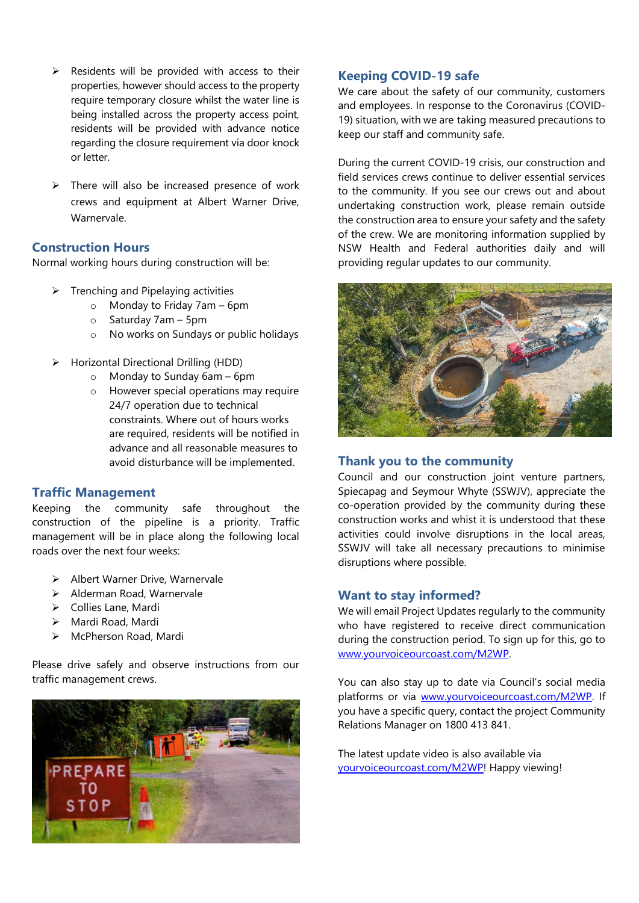- Residents will be provided with access to their properties, however should access to the property require temporary closure whilst the water line is being installed across the property access point, residents will be provided with advance notice regarding the closure requirement via door knock or letter.

- There will also be increased presence of work crews and equipment at Albert Warner Drive, Warnervale.

## Construction Hours

Normal working hours during construction will be:

- Trenching and Pipelaying activities
  - Monday to Friday 7am – 6pm
  - Saturday 7am – 5pm
  - No works on Sundays or public holidays

- Horizontal Directional Drilling (HDD)
  - Monday to Sunday 6am – 6pm
  - However special operations may require 24/7 operation due to technical constraints. Where out of hours works are required, residents will be notified in advance and all reasonable measures to avoid disturbance will be implemented.

## Traffic Management

Keeping the community safe throughout the construction of the pipeline is a priority. Traffic management will be in place along the following local roads over the next four weeks:

- Albert Warner Drive, Warnervale
- Alderman Road, Warnervale
- Collies Lane, Mardi
- Mardi Road, Mardi
- McPherson Road, Mardi

Please drive safely and observe instructions from our traffic management crews.

## Keeping COVID-19 safe

We care about the safety of our community, customers and employees. In response to the Coronavirus (COVID-19) situation, with we are taking measured precautions to keep our staff and community safe.

During the current COVID-19 crisis, our construction and field services crews continue to deliver essential services to the community. If you see our crews out and about undertaking construction work, please remain outside the construction area to ensure your safety and the safety of the crew. We are monitoring information supplied by NSW Health and Federal authorities daily and will providing regular updates to our community.

## Thank you to the community

Council and our construction joint venture partners, Spiecapag and Seymour Whyte (SSWJV), appreciate the co-operation provided by the community during these construction works and whist it is understood that these activities could involve disruptions in the local areas, SSWJV will take all necessary precautions to minimise disruptions where possible.

## Want to stay informed?

We will email Project Updates regularly to the community who have registered to receive direct communication during the construction period. To sign up for this, go to www.yourvoiceourcoast.com/M2WP.

You can also stay up to date via Council's social media platforms or via www.yourvoiceourcoast.com/M2WP. If you have a specific query, contact the project Community Relations Manager on 1800 413 841.

The latest update video is also available via yourvoiceourcoast.com/M2WP! Happy viewing!